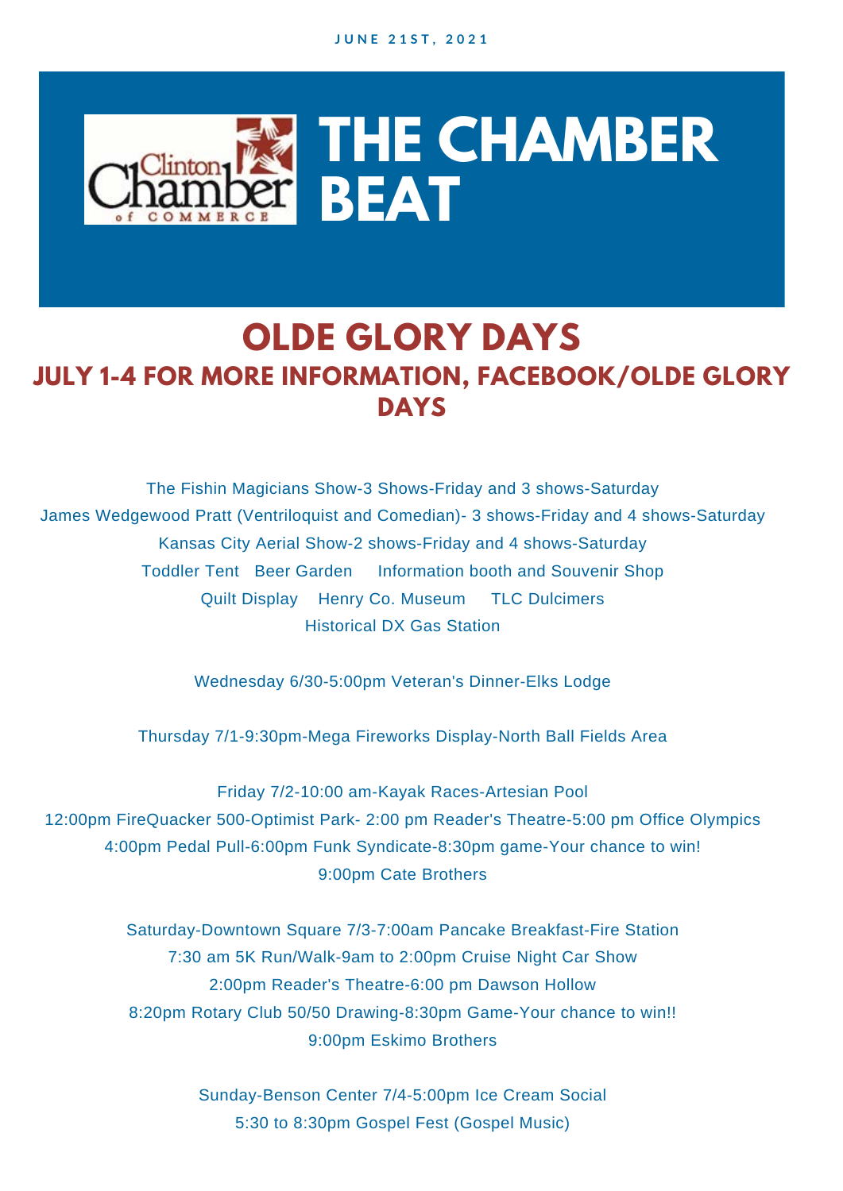JUNE 21ST, 2021

# THE CHAMBER BEAT

## OLDE GLORY DAYS

### JULY 1-4 FOR MORE INFORMATION, FACEBOOK/OLDE GLORY DAYS

The Fishin Magicians Show-3 Shows-Friday and 3 shows-Saturday
James Wedgewood Pratt (Ventriloquist and Comedian)- 3 shows-Friday and 4 shows-Saturday
Kansas City Aerial Show-2 shows-Friday and 4 shows-Saturday
Toddler Tent Beer Garden Information booth and Souvenir Shop
Quilt Display Henry Co. Museum TLC Dulcimers
Historical DX Gas Station

Wednesday 6/30-5:00pm Veteran's Dinner-Elks Lodge

Thursday 7/1-9:30pm-Mega Fireworks Display-North Ball Fields Area

Friday 7/2-10:00 am-Kayak Races-Artesian Pool
12:00pm FireQuacker 500-Optimist Park- 2:00 pm Reader's Theatre-5:00 pm Office Olympics
4:00pm Pedal Pull-6:00pm Funk Syndicate-8:30pm game-Your chance to win!
9:00pm Cate Brothers

Saturday-Downtown Square 7/3-7:00am Pancake Breakfast-Fire Station
7:30 am 5K Run/Walk-9am to 2:00pm Cruise Night Car Show
2:00pm Reader's Theatre-6:00 pm Dawson Hollow
8:20pm Rotary Club 50/50 Drawing-8:30pm Game-Your chance to win!!
9:00pm Eskimo Brothers

Sunday-Benson Center 7/4-5:00pm Ice Cream Social
5:30 to 8:30pm Gospel Fest (Gospel Music)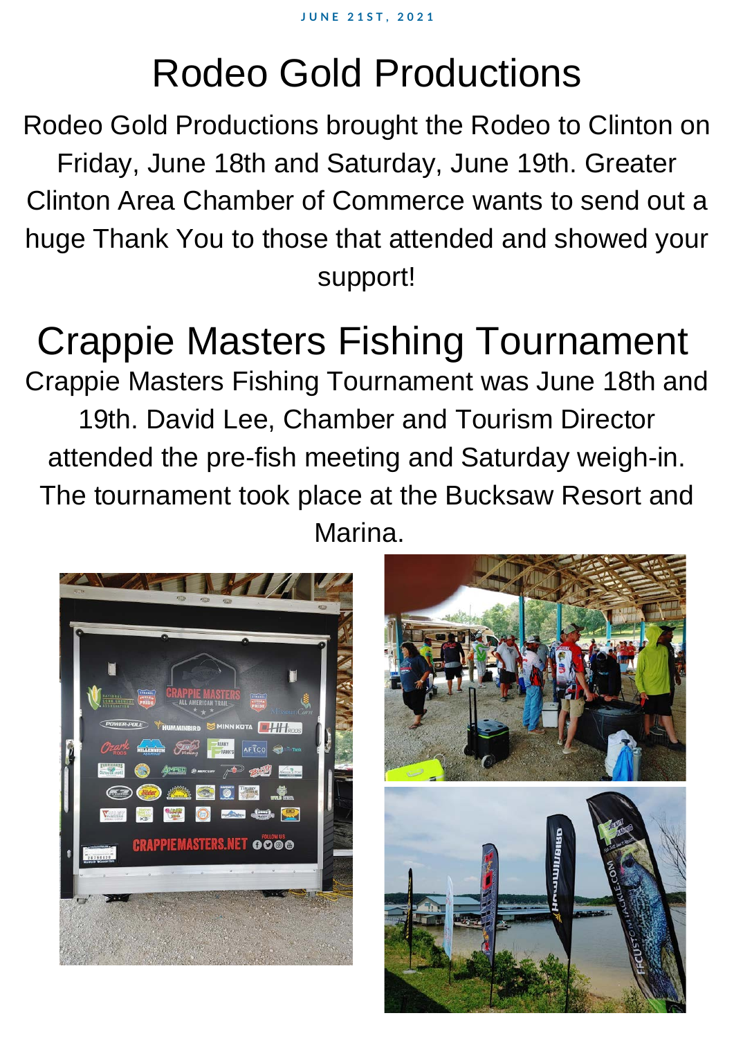JUNE 21ST, 2021

# Rodeo Gold Productions

Rodeo Gold Productions brought the Rodeo to Clinton on Friday, June 18th and Saturday, June 19th. Greater Clinton Area Chamber of Commerce wants to send out a huge Thank You to those that attended and showed your support!

# Crappie Masters Fishing Tournament

Crappie Masters Fishing Tournament was June 18th and 19th. David Lee, Chamber and Tourism Director attended the pre-fish meeting and Saturday weigh-in. The tournament took place at the Bucksaw Resort and Marina.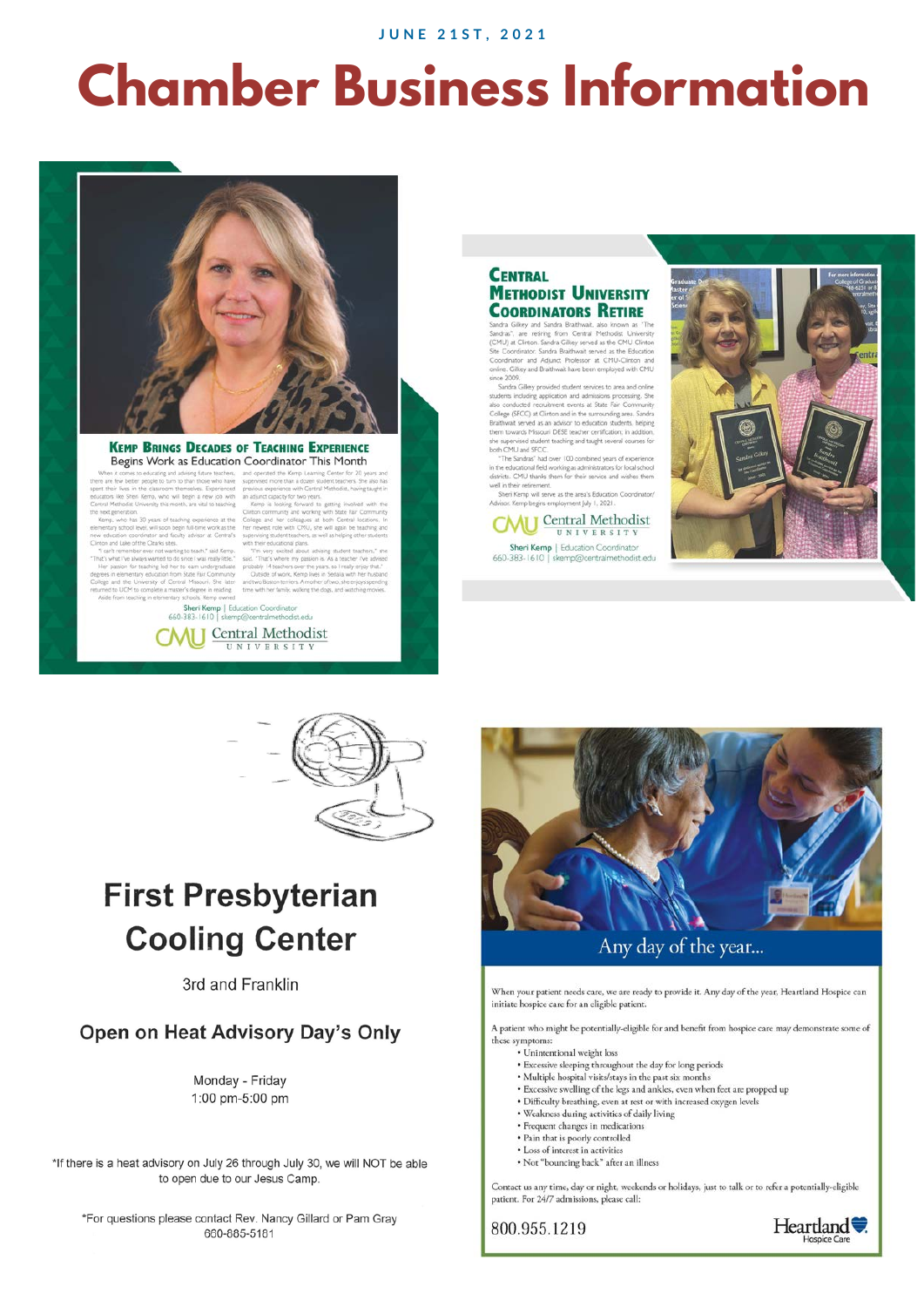JUNE 21ST, 2021

# Chamber Business Information

## Kemp Brings Decades of Teaching Experience

### Begins Work as Education Coordinator This Month

When it comes to educating and advising future teachers, there are few better people to turn to than those who have spent their lives in the classroom themselves. Experienced educators like Sheri Kemp, who will begin a new job with Central Methodist University this month, are vital to teaching the next generation.

Kemp, who has 30 years of teaching experience at the elementary school level, will soon begin full-time work as the new education coordinator and faculty advisor at Central's Clinton and Lake of the Ozarks sites.

"I can't remember ever not wanting to teach," said Kemp. "That's what I've always wanted to do since I was really little."

Her passion for teaching led her to earn undergraduate degrees in elementary education from State Fair Community College and the University of Central Missouri. She later returned to UCM to complete a master's degree in reading.

Aside from teaching in elementary schools, Kemp owned and operated the Kemp Learning Center for 20 years and supervised more than a dozen student teachers. She also has previous experience with Central Methodist, having taught in an adjunct capacity for two years.

Kemp is looking forward to getting involved with the Clinton community and working with State Fair Community College and her colleagues at both Central locations. In her newest role with CMU, she will again be teaching and supervising student teachers, as well as helping other students with their educational plans.

"I'm very excited about advising student teachers," she said. "That's where my passion is. As a teacher I've advised probably 14 teachers over the years, so I really enjoy that."

Outside of work, Kemp lives in Sedalia with her husband and two Boston terriers. A mother of two, she enjoys spending time with her family, walking the dogs, and watching movies.

Sheri Kemp | Education Coordinator
660-383-1610 | skemp@centralmethodist.edu

CMU Central Methodist UNIVERSITY

## Central Methodist University Coordinators Retire

Sandra Gilkey and Sandra Braithwait, also known as "The Sandras", are retiring from Central Methodist University (CMU) at Clinton. Sandra Gilkey served as the CMU Clinton Site Coordinator. Sandra Braithwait served as the Education Coordinator and Adjunct Professor at CMU-Clinton and online. Gilkey and Braithwait have been employed with CMU since 2009.

Sandra Gilkey provided student services to area and online students including application and admissions processing. She also conducted recruitment events at State Fair Community College (SFCC) at Clinton and in the surrounding area. Sandra Braithwait served as an advisor to education students, helping them towards Missouri DESE teacher certification. In addition, she supervised student teaching and taught several courses for both CMU and SFCC.

"The Sandras" had over 100 combined years of experience in the educational field working as administrators for local school districts. CMU thanks them for their service and wishes them well in their retirement.

Sheri Kemp will serve as the area's Education Coordinator/Advisor. Kemp begins employment July 1, 2021.

CMU Central Methodist UNIVERSITY

Sheri Kemp | Education Coordinator
660-383-1610 | skemp@centralmethodist.edu

## First Presbyterian Cooling Center

3rd and Franklin

### Open on Heat Advisory Day's Only

Monday - Friday
1:00 pm-5:00 pm

*If there is a heat advisory on July 26 through July 30, we will NOT be able to open due to our Jesus Camp.

*For questions please contact Rev. Nancy Gillard or Pam Gray
660-885-5181

## Any day of the year...

When your patient needs care, we are ready to provide it. Any day of the year, Heartland Hospice can initiate hospice care for an eligible patient.

A patient who might be potentially-eligible for and benefit from hospice care may demonstrate some of these symptoms:

- Unintentional weight loss
- Excessive sleeping throughout the day for long periods
- Multiple hospital visits/stays in the past six months
- Excessive swelling of the legs and ankles, even when feet are propped up
- Difficulty breathing, even at rest or with increased oxygen levels
- Weakness during activities of daily living
- Frequent changes in medications
- Pain that is poorly controlled
- Loss of interest in activities
- Not "bouncing back" after an illness

Contact us any time, day or night, weekends or holidays, just to talk or to refer a potentially-eligible patient. For 24/7 admissions, please call:

800.955.1219

Heartland Hospice Care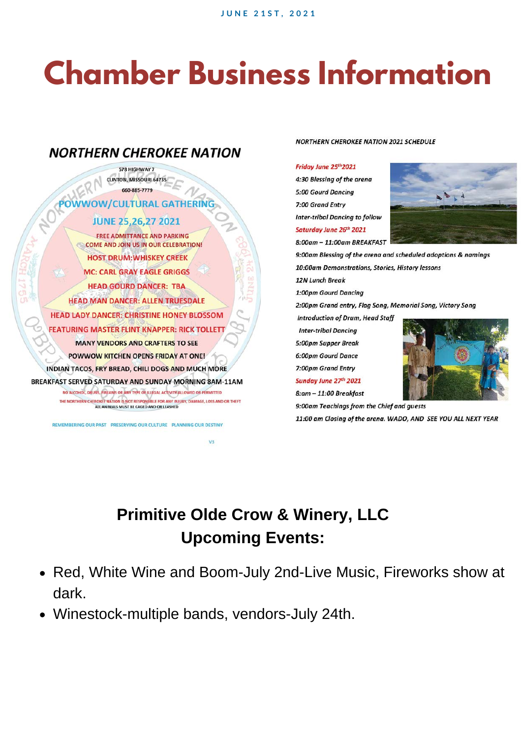JUNE 21ST, 2021

# Chamber Business Information

## NORTHERN CHEROKEE NATION

578 HIGHWAY 7
CLINTON, MISSOURI 64735
660-885-7779

POWWOW/CULTURAL GATHERING

JUNE 25,26,27 2021

FREE ADMITTANCE AND PARKING
COME AND JOIN US IN OUR CELEBRATION!

HOST DRUM:WHISKEY CREEK

MC: CARL GRAY EAGLE GRIGGS

HEAD GOURD DANCER: TBA

HEAD MAN DANCER: ALLEN TRUESDALE

HEAD LADY DANCER: CHRISTINE HONEY BLOSSOM

FEATURING MASTER FLINT KNAPPER: RICK TOLLETT

MANY VENDORS AND CRAFTERS TO SEE

POWWOW KITCHEN OPENS FRIDAY AT ONE!

INDIAN TACOS, FRY BREAD, CHILI DOGS AND MUCH MORE

BREAKFAST SERVED SATURDAY AND SUNDAY MORNING 8AM-11AM

NO ALCOHOL, DRUGS, FIREAMS OR ANY TYPE OF ILLEGAL ACTIVITY ALLOWED OR PERMITTED

THE NORTHERN CHEROKEE NATION IS NOT RESPONSIBLE FOR ANY INJURY, DAMAGE, LOSS AND OR THEFT
ALL ANIMALS MUST BE CAGED AND OR LEASHED

REMEMBERING OUR PAST PRESERVING OUR CULTURE PLANNING OUR DESTINY

V3

*NORTHERN CHEROKEE NATION 2021 SCHEDULE*

***Friday June 25th 2021***

*4:30 Blessing of the arena*
*5:00 Gourd Dancing*
*7:00 Grand Entry*
*Inter-tribal Dancing to follow*

***Saturday June 26th 2021***

*8:00am – 11:00am BREAKFAST*
*9:00am Blessing of the arena and scheduled adoptions & namings*
*10:00am Demonstrations, Stories, History lessons*
*12N Lunch Break*
*1:00pm Gourd Dancing*
*2:00pm Grand entry, Flag Song, Memorial Song, Victory Song*
*Introduction of Drum, Head Staff*
*Inter-tribal Dancing*
*5:00pm Supper Break*
*6:00pm Gourd Dance*
*7:00pm Grand Entry*

***Sunday June 27th 2021***

*8:am – 11:00 Breakfast*
*9:00am Teachings from the Chief and guests*
*11:00 am Closing of the arena. WADO, AND SEE YOU ALL NEXT YEAR*

## Primitive Olde Crow & Winery, LLC
## Upcoming Events:

- Red, White Wine and Boom-July 2nd-Live Music, Fireworks show at dark.
- Winestock-multiple bands, vendors-July 24th.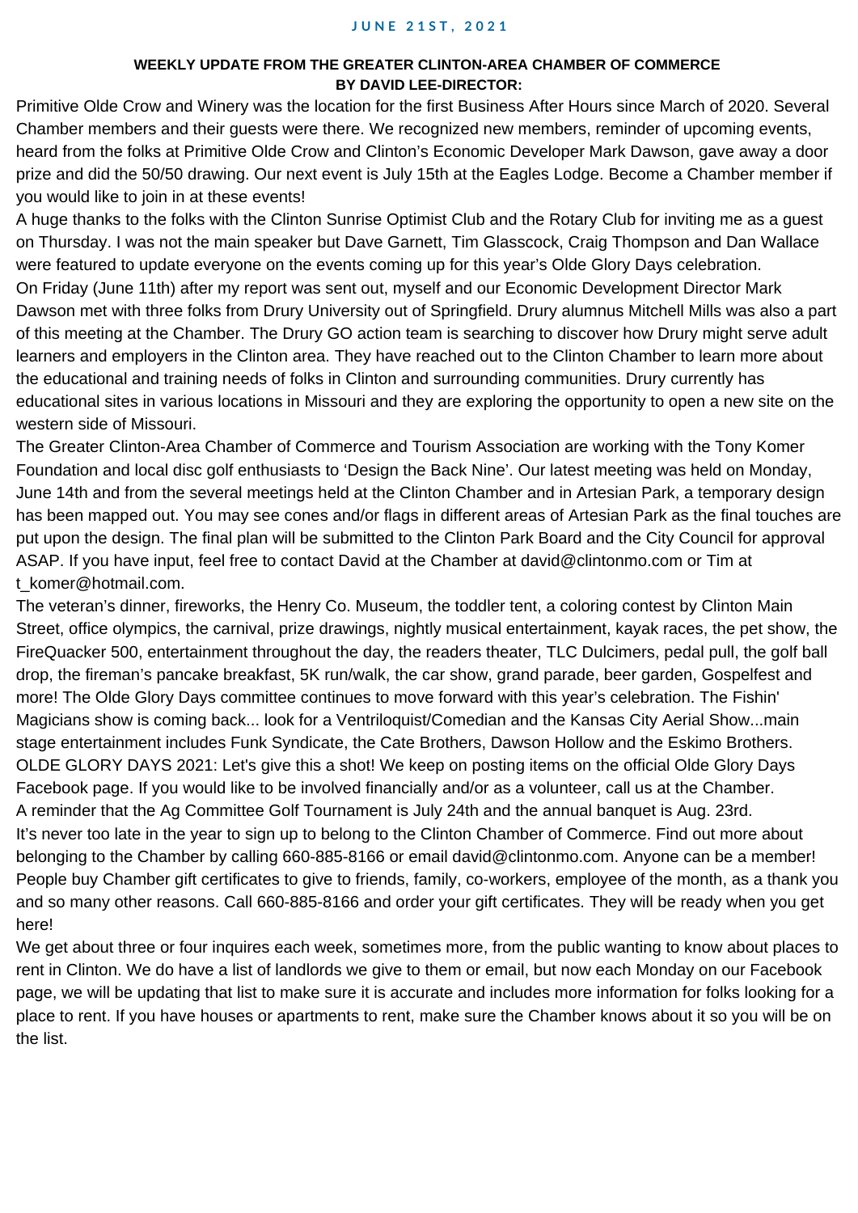JUNE 21ST, 2021

**WEEKLY UPDATE FROM THE GREATER CLINTON-AREA CHAMBER OF COMMERCE**
**BY DAVID LEE-DIRECTOR:**

Primitive Olde Crow and Winery was the location for the first Business After Hours since March of 2020. Several Chamber members and their guests were there. We recognized new members, reminder of upcoming events, heard from the folks at Primitive Olde Crow and Clinton's Economic Developer Mark Dawson, gave away a door prize and did the 50/50 drawing. Our next event is July 15th at the Eagles Lodge. Become a Chamber member if you would like to join in at these events!

A huge thanks to the folks with the Clinton Sunrise Optimist Club and the Rotary Club for inviting me as a guest on Thursday. I was not the main speaker but Dave Garnett, Tim Glasscock, Craig Thompson and Dan Wallace were featured to update everyone on the events coming up for this year's Olde Glory Days celebration.

On Friday (June 11th) after my report was sent out, myself and our Economic Development Director Mark Dawson met with three folks from Drury University out of Springfield. Drury alumnus Mitchell Mills was also a part of this meeting at the Chamber. The Drury GO action team is searching to discover how Drury might serve adult learners and employers in the Clinton area. They have reached out to the Clinton Chamber to learn more about the educational and training needs of folks in Clinton and surrounding communities. Drury currently has educational sites in various locations in Missouri and they are exploring the opportunity to open a new site on the western side of Missouri.

The Greater Clinton-Area Chamber of Commerce and Tourism Association are working with the Tony Komer Foundation and local disc golf enthusiasts to 'Design the Back Nine'. Our latest meeting was held on Monday, June 14th and from the several meetings held at the Clinton Chamber and in Artesian Park, a temporary design has been mapped out. You may see cones and/or flags in different areas of Artesian Park as the final touches are put upon the design. The final plan will be submitted to the Clinton Park Board and the City Council for approval ASAP. If you have input, feel free to contact David at the Chamber at david@clintonmo.com or Tim at t_komer@hotmail.com.

The veteran's dinner, fireworks, the Henry Co. Museum, the toddler tent, a coloring contest by Clinton Main Street, office olympics, the carnival, prize drawings, nightly musical entertainment, kayak races, the pet show, the FireQuacker 500, entertainment throughout the day, the readers theater, TLC Dulcimers, pedal pull, the golf ball drop, the fireman's pancake breakfast, 5K run/walk, the car show, grand parade, beer garden, Gospelfest and more! The Olde Glory Days committee continues to move forward with this year's celebration. The Fishin' Magicians show is coming back... look for a Ventriloquist/Comedian and the Kansas City Aerial Show...main stage entertainment includes Funk Syndicate, the Cate Brothers, Dawson Hollow and the Eskimo Brothers. OLDE GLORY DAYS 2021: Let's give this a shot! We keep on posting items on the official Olde Glory Days Facebook page. If you would like to be involved financially and/or as a volunteer, call us at the Chamber.

A reminder that the Ag Committee Golf Tournament is July 24th and the annual banquet is Aug. 23rd.

It's never too late in the year to sign up to belong to the Clinton Chamber of Commerce. Find out more about belonging to the Chamber by calling 660-885-8166 or email david@clintonmo.com. Anyone can be a member!

People buy Chamber gift certificates to give to friends, family, co-workers, employee of the month, as a thank you and so many other reasons. Call 660-885-8166 and order your gift certificates. They will be ready when you get here!

We get about three or four inquires each week, sometimes more, from the public wanting to know about places to rent in Clinton. We do have a list of landlords we give to them or email, but now each Monday on our Facebook page, we will be updating that list to make sure it is accurate and includes more information for folks looking for a place to rent. If you have houses or apartments to rent, make sure the Chamber knows about it so you will be on the list.